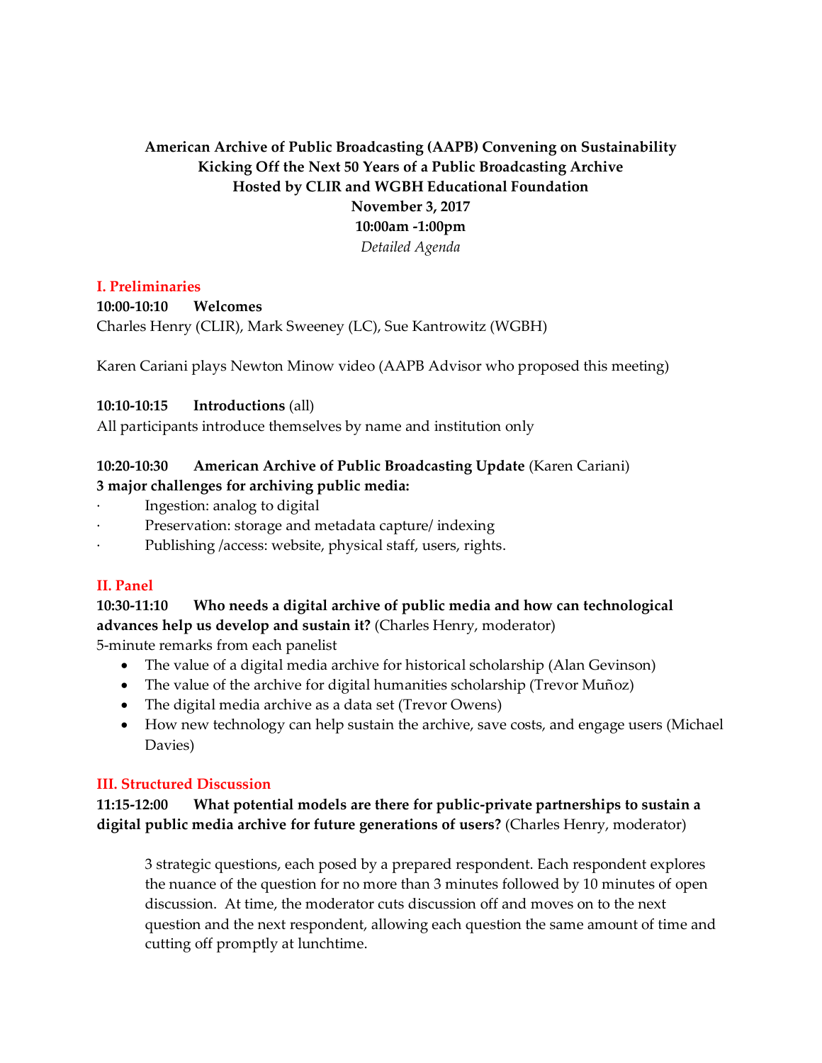**American Archive of Public Broadcasting (AAPB) Convening on Sustainability**
**Kicking Off the Next 50 Years of a Public Broadcasting Archive**
**Hosted by CLIR and WGBH Educational Foundation**
**November 3, 2017**
**10:00am -1:00pm**
*Detailed Agenda*

## I. Preliminaries

**10:00-10:10 Welcomes**
Charles Henry (CLIR), Mark Sweeney (LC), Sue Kantrowitz (WGBH)

Karen Cariani plays Newton Minow video (AAPB Advisor who proposed this meeting)

**10:10-10:15 Introductions** (all)
All participants introduce themselves by name and institution only

**10:20-10:30 American Archive of Public Broadcasting Update** (Karen Cariani)
**3 major challenges for archiving public media:**

- Ingestion: analog to digital
- Preservation: storage and metadata capture/ indexing
- Publishing /access: website, physical staff, users, rights.

## II. Panel

**10:30-11:10 Who needs a digital archive of public media and how can technological advances help us develop and sustain it?** (Charles Henry, moderator)
5-minute remarks from each panelist

- The value of a digital media archive for historical scholarship (Alan Gevinson)
- The value of the archive for digital humanities scholarship (Trevor Muñoz)
- The digital media archive as a data set (Trevor Owens)
- How new technology can help sustain the archive, save costs, and engage users (Michael Davies)

## III. Structured Discussion

**11:15-12:00 What potential models are there for public-private partnerships to sustain a digital public media archive for future generations of users?** (Charles Henry, moderator)

> 3 strategic questions, each posed by a prepared respondent. Each respondent explores the nuance of the question for no more than 3 minutes followed by 10 minutes of open discussion. At time, the moderator cuts discussion off and moves on to the next question and the next respondent, allowing each question the same amount of time and cutting off promptly at lunchtime.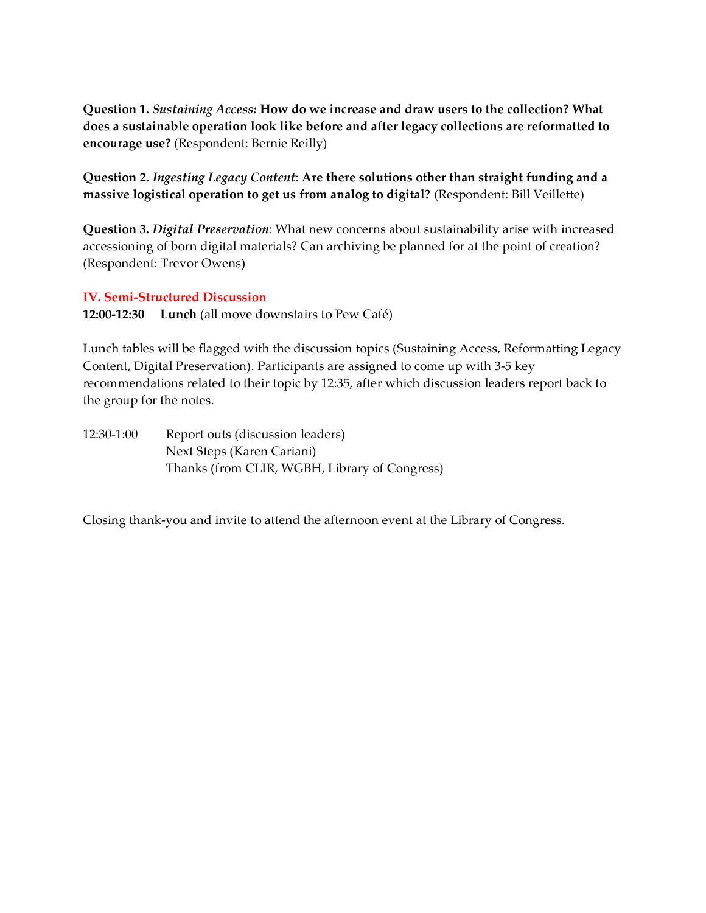**Question 1.** ***Sustaining Access:*** **How do we increase and draw users to the collection? What does a sustainable operation look like before and after legacy collections are reformatted to encourage use?** (Respondent: Bernie Reilly)

**Question 2.** ***Ingesting Legacy Content*****: Are there solutions other than straight funding and a massive logistical operation to get us from analog to digital?** (Respondent: Bill Veillette)

**Question 3.** ***Digital Preservation:*** What new concerns about sustainability arise with increased accessioning of born digital materials? Can archiving be planned for at the point of creation? (Respondent: Trevor Owens)

## IV. Semi-Structured Discussion

**12:00-12:30 Lunch** (all move downstairs to Pew Café)

Lunch tables will be flagged with the discussion topics (Sustaining Access, Reformatting Legacy Content, Digital Preservation). Participants are assigned to come up with 3-5 key recommendations related to their topic by 12:35, after which discussion leaders report back to the group for the notes.

12:30-1:00 Report outs (discussion leaders)
Next Steps (Karen Cariani)
Thanks (from CLIR, WGBH, Library of Congress)

Closing thank-you and invite to attend the afternoon event at the Library of Congress.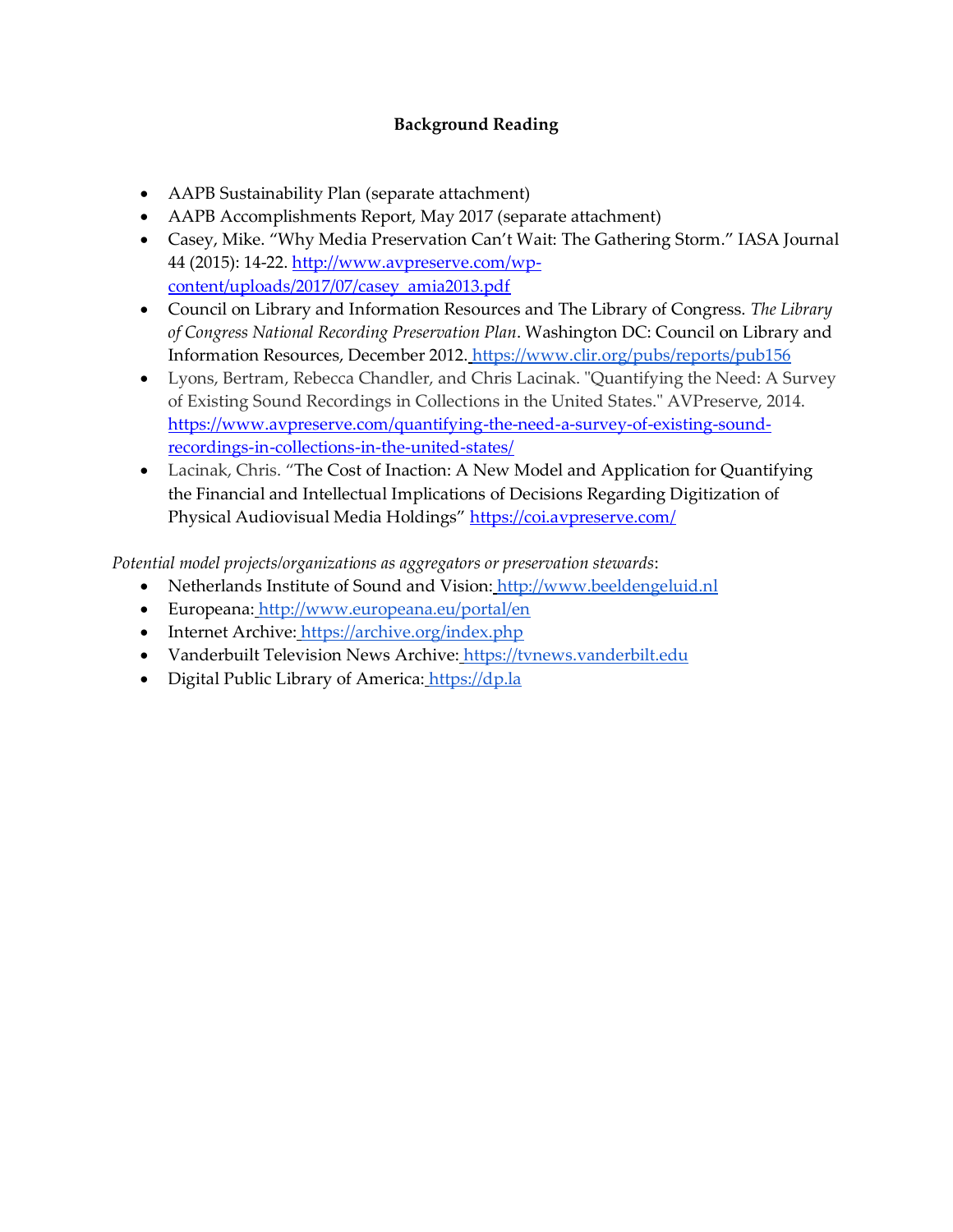**Background Reading**

- AAPB Sustainability Plan (separate attachment)
- AAPB Accomplishments Report, May 2017 (separate attachment)
- Casey, Mike. "Why Media Preservation Can't Wait: The Gathering Storm." IASA Journal 44 (2015): 14-22. http://www.avpreserve.com/wp-content/uploads/2017/07/casey_amia2013.pdf
- Council on Library and Information Resources and The Library of Congress. *The Library of Congress National Recording Preservation Plan*. Washington DC: Council on Library and Information Resources, December 2012. https://www.clir.org/pubs/reports/pub156
- Lyons, Bertram, Rebecca Chandler, and Chris Lacinak. "Quantifying the Need: A Survey of Existing Sound Recordings in Collections in the United States." AVPreserve, 2014. https://www.avpreserve.com/quantifying-the-need-a-survey-of-existing-sound-recordings-in-collections-in-the-united-states/
- Lacinak, Chris. "The Cost of Inaction: A New Model and Application for Quantifying the Financial and Intellectual Implications of Decisions Regarding Digitization of Physical Audiovisual Media Holdings" https://coi.avpreserve.com/

*Potential model projects/organizations as aggregators or preservation stewards*:

- Netherlands Institute of Sound and Vision: http://www.beeldengeluid.nl
- Europeana: http://www.europeana.eu/portal/en
- Internet Archive: https://archive.org/index.php
- Vanderbuilt Television News Archive: https://tvnews.vanderbilt.edu
- Digital Public Library of America: https://dp.la